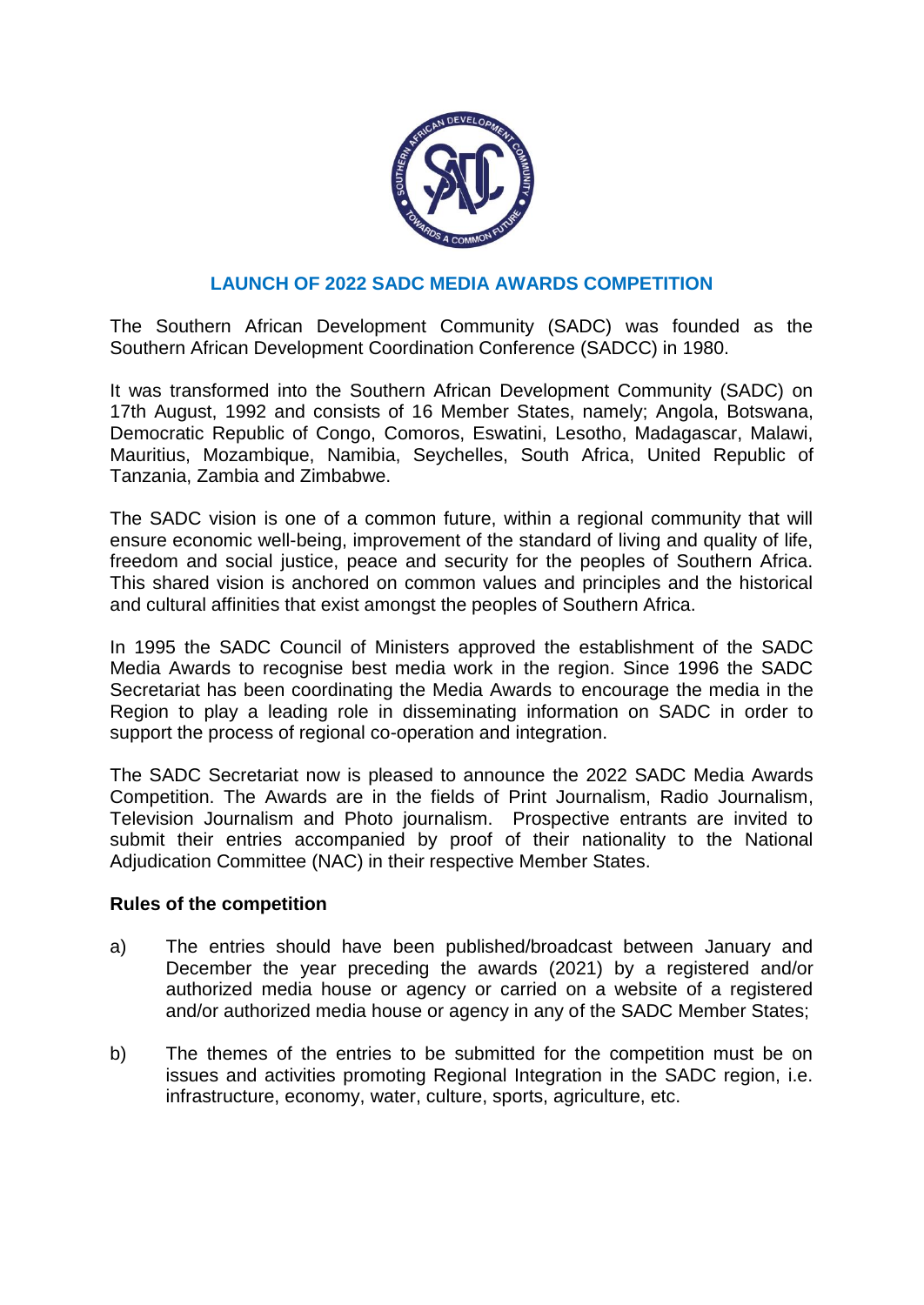## LAUNCH OF 2022 SADC MEDIA AWARDS COMPETITION

The Southern African Development Community (SADC) was founded as the Southern African Development Coordination Conference (SADCC) in 1980.

It was transformed into the Southern African Development Community (SADC) on 17th August, 1992 and consists of 16 Member States, namely; Angola, Botswana, Democratic Republic of Congo, Comoros, Eswatini, Lesotho, Madagascar, Malawi, Mauritius, Mozambique, Namibia, Seychelles, South Africa, United Republic of Tanzania, Zambia and Zimbabwe.

The SADC vision is one of a common future, within a regional community that will ensure economic well-being, improvement of the standard of living and quality of life, freedom and social justice, peace and security for the peoples of Southern Africa. This shared vision is anchored on common values and principles and the historical and cultural affinities that exist amongst the peoples of Southern Africa.

In 1995 the SADC Council of Ministers approved the establishment of the SADC Media Awards to recognise best media work in the region. Since 1996 the SADC Secretariat has been coordinating the Media Awards to encourage the media in the Region to play a leading role in disseminating information on SADC in order to support the process of regional co-operation and integration.

The SADC Secretariat now is pleased to announce the 2022 SADC Media Awards Competition. The Awards are in the fields of Print Journalism, Radio Journalism, Television Journalism and Photo journalism. Prospective entrants are invited to submit their entries accompanied by proof of their nationality to the National Adjudication Committee (NAC) in their respective Member States.

**Rules of the competition**

a) The entries should have been published/broadcast between January and December the year preceding the awards (2021) by a registered and/or authorized media house or agency or carried on a website of a registered and/or authorized media house or agency in any of the SADC Member States;

b) The themes of the entries to be submitted for the competition must be on issues and activities promoting Regional Integration in the SADC region, i.e. infrastructure, economy, water, culture, sports, agriculture, etc.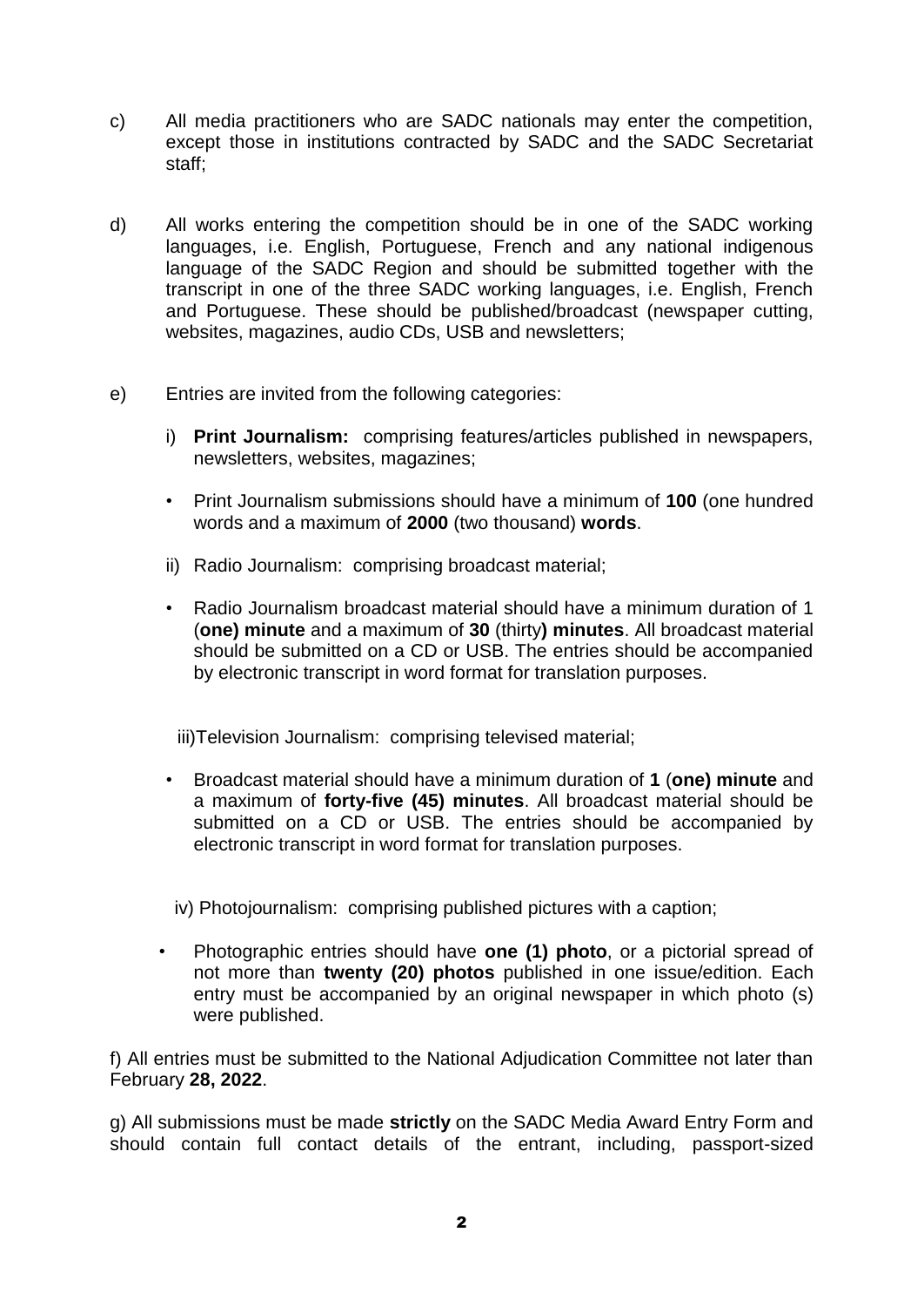c) All media practitioners who are SADC nationals may enter the competition, except those in institutions contracted by SADC and the SADC Secretariat staff;

d) All works entering the competition should be in one of the SADC working languages, i.e. English, Portuguese, French and any national indigenous language of the SADC Region and should be submitted together with the transcript in one of the three SADC working languages, i.e. English, French and Portuguese. These should be published/broadcast (newspaper cutting, websites, magazines, audio CDs, USB and newsletters;

e) Entries are invited from the following categories:

i) **Print Journalism:** comprising features/articles published in newspapers, newsletters, websites, magazines;

- Print Journalism submissions should have a minimum of **100** (one hundred words and a maximum of **2000** (two thousand) **words**.

ii) Radio Journalism: comprising broadcast material;

- Radio Journalism broadcast material should have a minimum duration of 1 (**one) minute** and a maximum of **30** (thirty**) minutes**. All broadcast material should be submitted on a CD or USB. The entries should be accompanied by electronic transcript in word format for translation purposes.

iii)Television Journalism: comprising televised material;

- Broadcast material should have a minimum duration of **1** (**one) minute** and a maximum of **forty-five (45) minutes**. All broadcast material should be submitted on a CD or USB. The entries should be accompanied by electronic transcript in word format for translation purposes.

iv) Photojournalism: comprising published pictures with a caption;

- Photographic entries should have **one (1) photo**, or a pictorial spread of not more than **twenty (20) photos** published in one issue/edition. Each entry must be accompanied by an original newspaper in which photo (s) were published.

f) All entries must be submitted to the National Adjudication Committee not later than February **28, 2022**.

g) All submissions must be made **strictly** on the SADC Media Award Entry Form and should contain full contact details of the entrant, including, passport-sized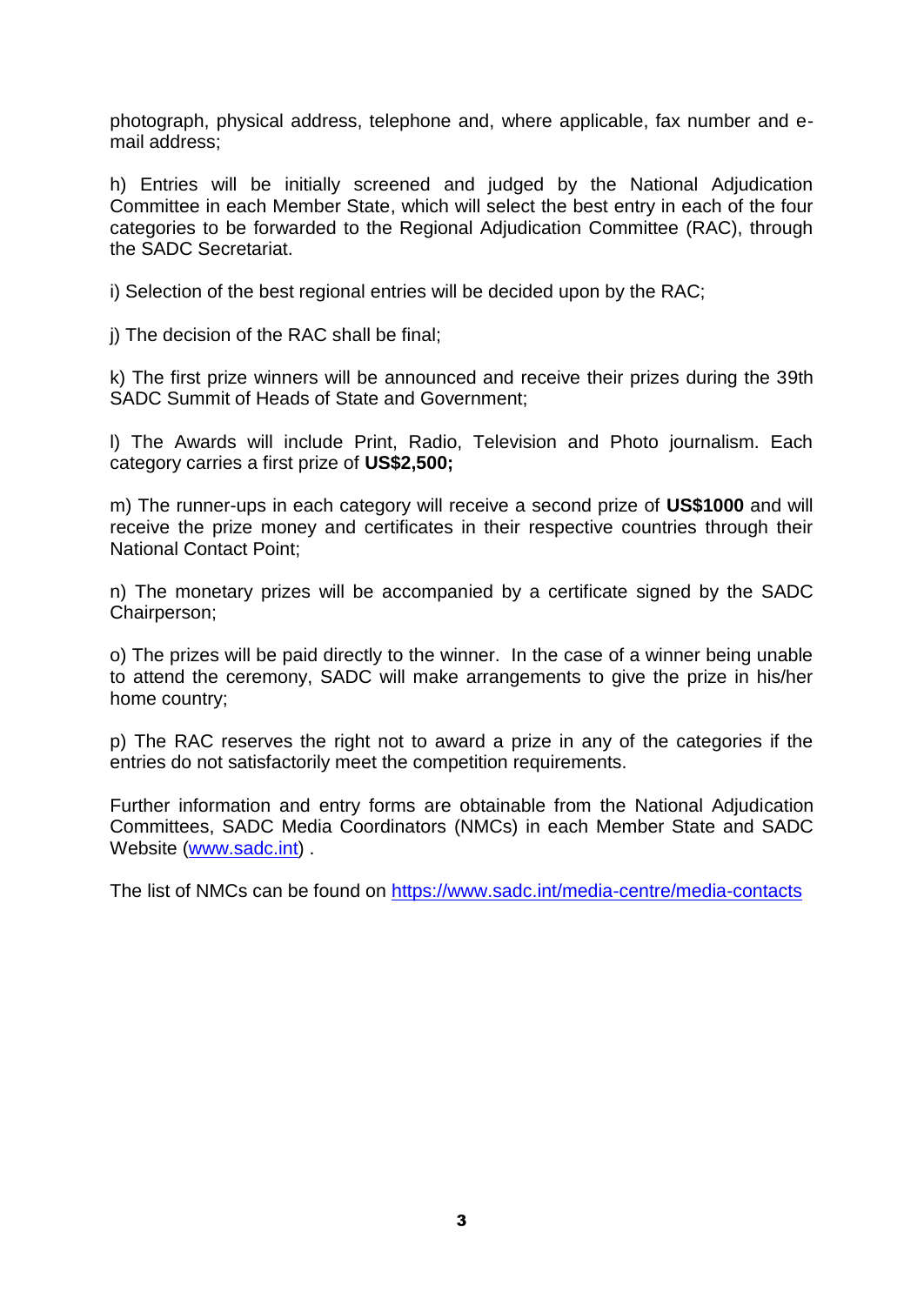photograph, physical address, telephone and, where applicable, fax number and e-mail address;

h) Entries will be initially screened and judged by the National Adjudication Committee in each Member State, which will select the best entry in each of the four categories to be forwarded to the Regional Adjudication Committee (RAC), through the SADC Secretariat.

i) Selection of the best regional entries will be decided upon by the RAC;

j) The decision of the RAC shall be final;

k) The first prize winners will be announced and receive their prizes during the 39th SADC Summit of Heads of State and Government;

l) The Awards will include Print, Radio, Television and Photo journalism. Each category carries a first prize of **US$2,500;**

m) The runner-ups in each category will receive a second prize of **US$1000** and will receive the prize money and certificates in their respective countries through their National Contact Point;

n) The monetary prizes will be accompanied by a certificate signed by the SADC Chairperson;

o) The prizes will be paid directly to the winner. In the case of a winner being unable to attend the ceremony, SADC will make arrangements to give the prize in his/her home country;

p) The RAC reserves the right not to award a prize in any of the categories if the entries do not satisfactorily meet the competition requirements.

Further information and entry forms are obtainable from the National Adjudication Committees, SADC Media Coordinators (NMCs) in each Member State and SADC Website ([www.sadc.int](http://www.sadc.int)) .

The list of NMCs can be found on [https://www.sadc.int/media-centre/media-contacts](https://www.sadc.int/media-centre/media-contacts)